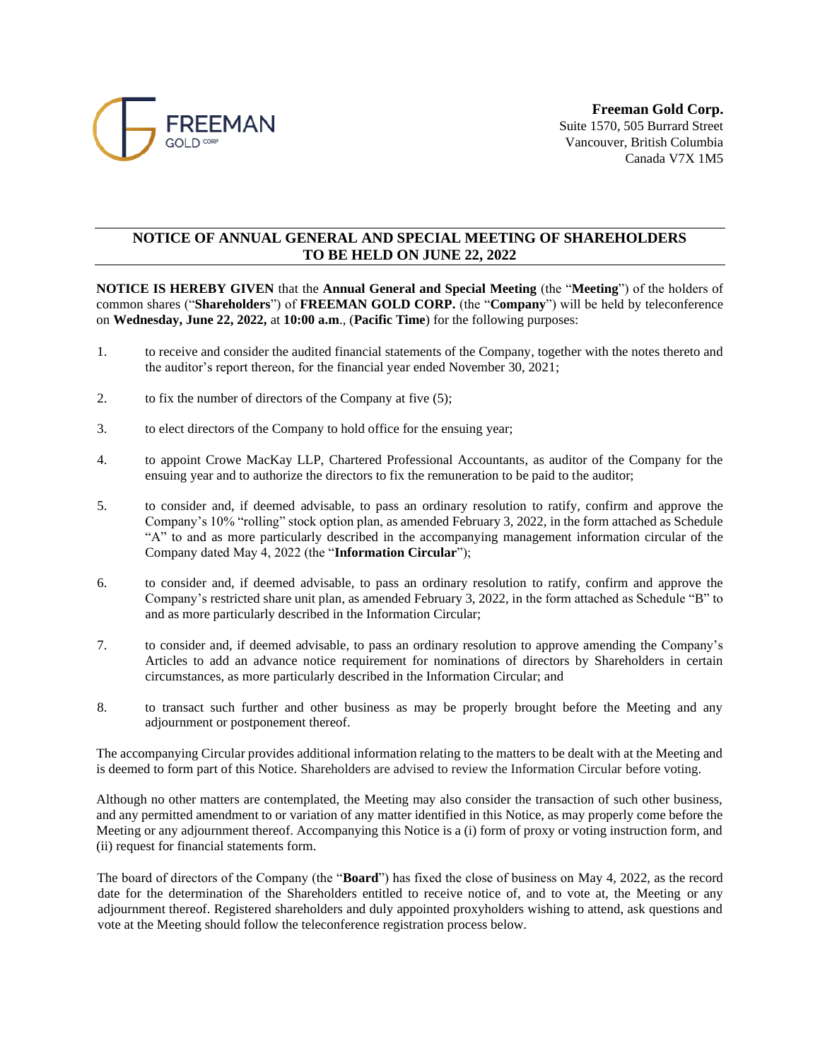**Freeman Gold Corp.**
Suite 1570, 505 Burrard Street
Vancouver, British Columbia
Canada V7X 1M5

## NOTICE OF ANNUAL GENERAL AND SPECIAL MEETING OF SHAREHOLDERS TO BE HELD ON JUNE 22, 2022

**NOTICE IS HEREBY GIVEN** that the **Annual General and Special Meeting** (the "**Meeting**") of the holders of common shares ("**Shareholders**") of **FREEMAN GOLD CORP.** (the "**Company**") will be held by teleconference on **Wednesday, June 22, 2022,** at **10:00 a.m**., (**Pacific Time**) for the following purposes:

1. to receive and consider the audited financial statements of the Company, together with the notes thereto and the auditor's report thereon, for the financial year ended November 30, 2021;

2. to fix the number of directors of the Company at five (5);

3. to elect directors of the Company to hold office for the ensuing year;

4. to appoint Crowe MacKay LLP, Chartered Professional Accountants, as auditor of the Company for the ensuing year and to authorize the directors to fix the remuneration to be paid to the auditor;

5. to consider and, if deemed advisable, to pass an ordinary resolution to ratify, confirm and approve the Company's 10% "rolling" stock option plan, as amended February 3, 2022, in the form attached as Schedule "A" to and as more particularly described in the accompanying management information circular of the Company dated May 4, 2022 (the "**Information Circular**");

6. to consider and, if deemed advisable, to pass an ordinary resolution to ratify, confirm and approve the Company's restricted share unit plan, as amended February 3, 2022, in the form attached as Schedule "B" to and as more particularly described in the Information Circular;

7. to consider and, if deemed advisable, to pass an ordinary resolution to approve amending the Company's Articles to add an advance notice requirement for nominations of directors by Shareholders in certain circumstances, as more particularly described in the Information Circular; and

8. to transact such further and other business as may be properly brought before the Meeting and any adjournment or postponement thereof.

The accompanying Circular provides additional information relating to the matters to be dealt with at the Meeting and is deemed to form part of this Notice. Shareholders are advised to review the Information Circular before voting.

Although no other matters are contemplated, the Meeting may also consider the transaction of such other business, and any permitted amendment to or variation of any matter identified in this Notice, as may properly come before the Meeting or any adjournment thereof. Accompanying this Notice is a (i) form of proxy or voting instruction form, and (ii) request for financial statements form.

The board of directors of the Company (the "**Board**") has fixed the close of business on May 4, 2022, as the record date for the determination of the Shareholders entitled to receive notice of, and to vote at, the Meeting or any adjournment thereof. Registered shareholders and duly appointed proxyholders wishing to attend, ask questions and vote at the Meeting should follow the teleconference registration process below.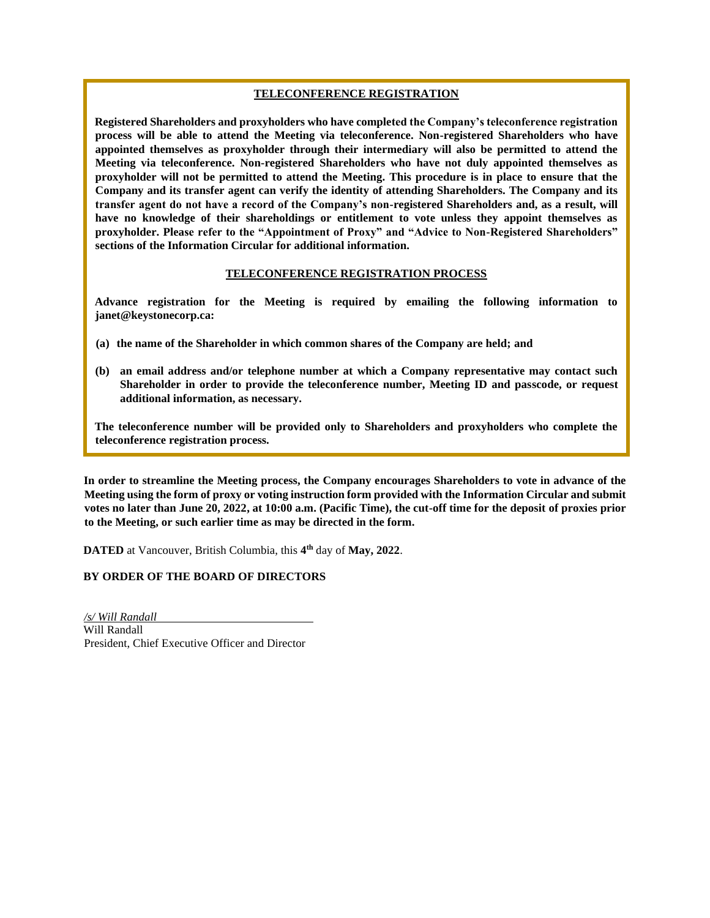## TELECONFERENCE REGISTRATION

**Registered Shareholders and proxyholders who have completed the Company's teleconference registration process will be able to attend the Meeting via teleconference. Non-registered Shareholders who have appointed themselves as proxyholder through their intermediary will also be permitted to attend the Meeting via teleconference. Non-registered Shareholders who have not duly appointed themselves as proxyholder will not be permitted to attend the Meeting. This procedure is in place to ensure that the Company and its transfer agent can verify the identity of attending Shareholders. The Company and its transfer agent do not have a record of the Company's non-registered Shareholders and, as a result, will have no knowledge of their shareholdings or entitlement to vote unless they appoint themselves as proxyholder. Please refer to the "Appointment of Proxy" and "Advice to Non-Registered Shareholders" sections of the Information Circular for additional information.**

## TELECONFERENCE REGISTRATION PROCESS

**Advance registration for the Meeting is required by emailing the following information to janet@keystonecorp.ca:**

**(a) the name of the Shareholder in which common shares of the Company are held; and**

**(b) an email address and/or telephone number at which a Company representative may contact such Shareholder in order to provide the teleconference number, Meeting ID and passcode, or request additional information, as necessary.**

**The teleconference number will be provided only to Shareholders and proxyholders who complete the teleconference registration process.**

**In order to streamline the Meeting process, the Company encourages Shareholders to vote in advance of the Meeting using the form of proxy or voting instruction form provided with the Information Circular and submit votes no later than June 20, 2022, at 10:00 a.m. (Pacific Time), the cut-off time for the deposit of proxies prior to the Meeting, or such earlier time as may be directed in the form.**

**DATED** at Vancouver, British Columbia, this **4th** day of **May, 2022**.

**BY ORDER OF THE BOARD OF DIRECTORS**

*/s/ Will Randall*

Will Randall
President, Chief Executive Officer and Director